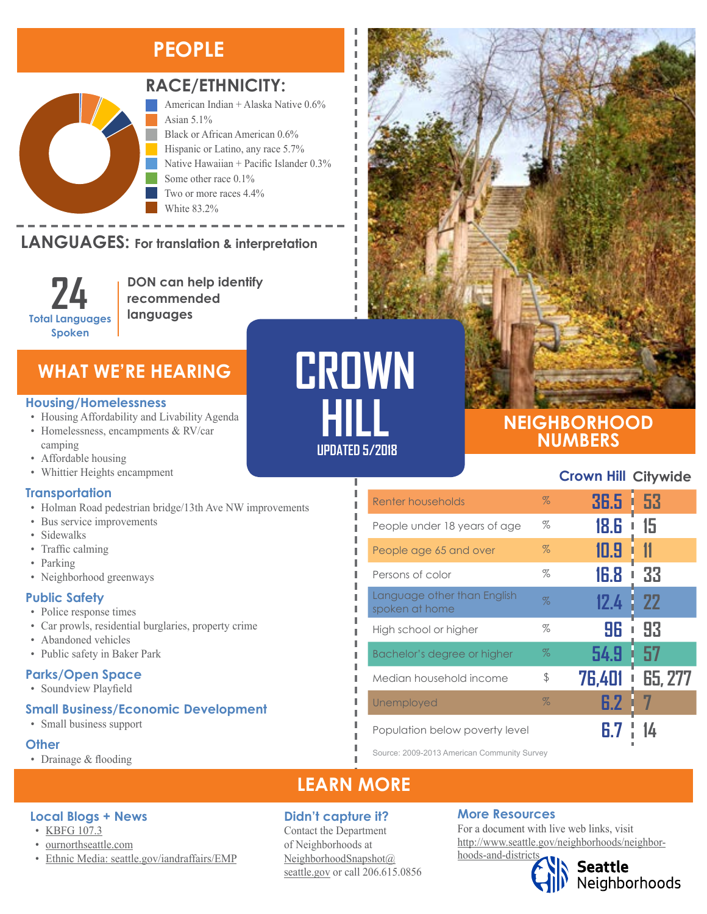# CROWN HILL

UPDATED 5/2018

## PEOPLE

### RACE/ETHNICITY:

- American Indian + Alaska Native 0.6%
- Asian 5.1%
- Black or African American 0.6%
- Hispanic or Latino, any race 5.7%
- Native Hawaiian + Pacific Islander 0.3%
- Some other race 0.1%
- Two or more races 4.4%
- White 83.2%

### LANGUAGES: For translation & interpretation

**24** Total Languages Spoken

**DON can help identify recommended languages**

## WHAT WE'RE HEARING

### Housing/Homelessness

- Housing Affordability and Livability Agenda
- Homelessness, encampments & RV/car camping
- Affordable housing
- Whittier Heights encampment

### Transportation

- Holman Road pedestrian bridge/13th Ave NW improvements
- Bus service improvements
- Sidewalks
- Traffic calming
- Parking
- Neighborhood greenways

### Public Safety

- Police response times
- Car prowls, residential burglaries, property crime
- Abandoned vehicles
- Public safety in Baker Park

### Parks/Open Space

- Soundview Playfield

### Small Business/Economic Development

- Small business support

### Other

- Drainage & flooding

## NEIGHBORHOOD NUMBERS

| | | Crown Hill | Citywide |
|---|---|---|---|
| Renter households | % | 36.5 | 53 |
| People under 18 years of age | % | 18.6 | 15 |
| People age 65 and over | % | 10.9 | 11 |
| Persons of color | % | 16.8 | 33 |
| Language other than English spoken at home | % | 12.4 | 22 |
| High school or higher | % | 96 | 93 |
| Bachelor's degree or higher | % | 54.9 | 57 |
| Median household income | $ | 76,401 | 65, 277 |
| Unemployed | % | 6.2 | 7 |
| Population below poverty level | | 6.7 | 14 |

Source: 2009-2013 American Community Survey

## LEARN MORE

### Local Blogs + News

- KBFG 107.3
- ournorthseattle.com
- Ethnic Media: seattle.gov/iandraffairs/EMP

### Didn't capture it?

Contact the Department of Neighborhoods at NeighborhoodSnapshot@seattle.gov or call 206.615.0856

### More Resources

For a document with live web links, visit http://www.seattle.gov/neighborhoods/neighborhoods-and-districts

Seattle Neighborhoods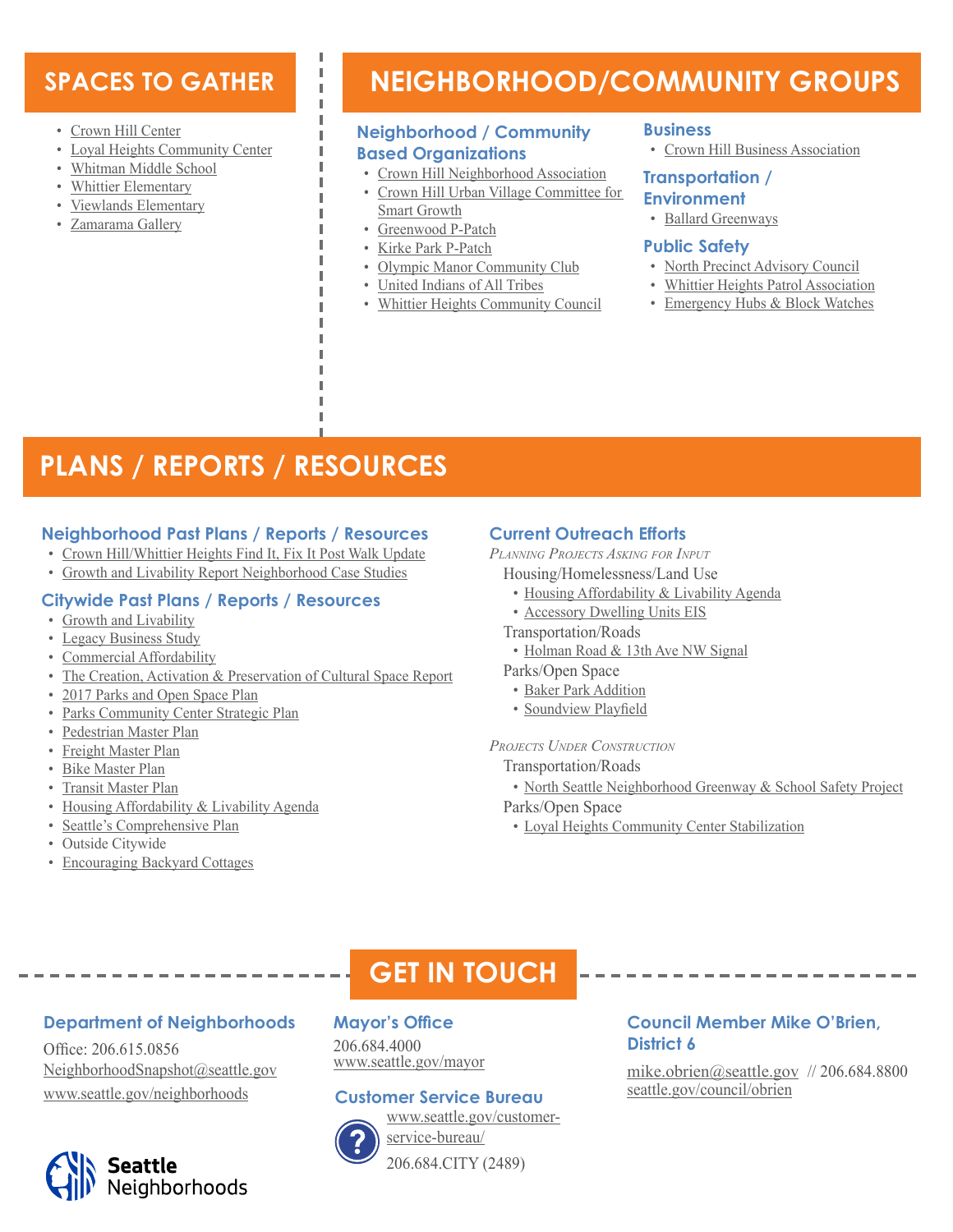## SPACES TO GATHER

- Crown Hill Center
- Loyal Heights Community Center
- Whitman Middle School
- Whittier Elementary
- Viewlands Elementary
- Zamarama Gallery

## NEIGHBORHOOD/COMMUNITY GROUPS

### Neighborhood / Community Based Organizations

- Crown Hill Neighborhood Association
- Crown Hill Urban Village Committee for Smart Growth
- Greenwood P-Patch
- Kirke Park P-Patch
- Olympic Manor Community Club
- United Indians of All Tribes
- Whittier Heights Community Council

### Business

- Crown Hill Business Association

### Transportation / Environment

- Ballard Greenways

### Public Safety

- North Precinct Advisory Council
- Whittier Heights Patrol Association
- Emergency Hubs & Block Watches

## PLANS / REPORTS / RESOURCES

### Neighborhood Past Plans / Reports / Resources

- Crown Hill/Whittier Heights Find It, Fix It Post Walk Update
- Growth and Livability Report Neighborhood Case Studies

### Citywide Past Plans / Reports / Resources

- Growth and Livability
- Legacy Business Study
- Commercial Affordability
- The Creation, Activation & Preservation of Cultural Space Report
- 2017 Parks and Open Space Plan
- Parks Community Center Strategic Plan
- Pedestrian Master Plan
- Freight Master Plan
- Bike Master Plan
- Transit Master Plan
- Housing Affordability & Livability Agenda
- Seattle's Comprehensive Plan
- Outside Citywide
- Encouraging Backyard Cottages

### Current Outreach Efforts

*Planning Projects Asking for Input*

Housing/Homelessness/Land Use

- Housing Affordability & Livability Agenda
- Accessory Dwelling Units EIS

Transportation/Roads

- Holman Road & 13th Ave NW Signal

Parks/Open Space

- Baker Park Addition
- Soundview Playfield

*Projects Under Construction*

Transportation/Roads

- North Seattle Neighborhood Greenway & School Safety Project

Parks/Open Space

- Loyal Heights Community Center Stabilization

## GET IN TOUCH

### Department of Neighborhoods

Office: 206.615.0856
NeighborhoodSnapshot@seattle.gov
www.seattle.gov/neighborhoods

Seattle Neighborhoods

### Mayor's Office

206.684.4000
www.seattle.gov/mayor

### Customer Service Bureau

www.seattle.gov/customer-service-bureau/
206.684.CITY (2489)

### Council Member Mike O'Brien, District 6

mike.obrien@seattle.gov // 206.684.8800
seattle.gov/council/obrien